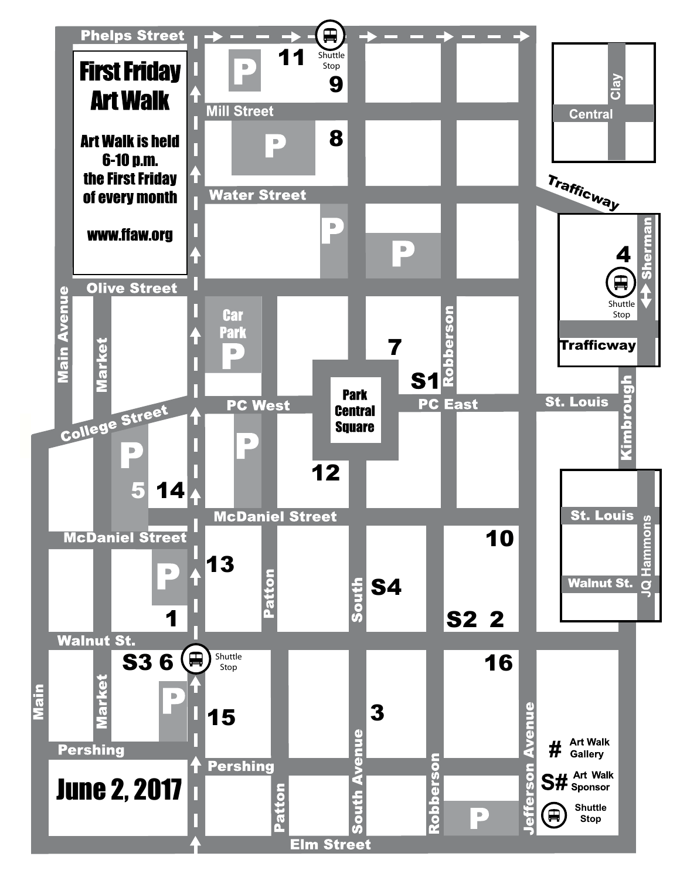# First Friday Art Walk

Art Walk is held 6-10 p.m. the First Friday of every month

www.ffaw.org

June 2, 2017

Phelps Street

Mill Street

Water Street

Olive Street

College Street

PC West

PC East

Park Central Square

McDaniel Street

Walnut St.

Pershing

Elm Street

Main Avenue

Market

Main

Patton

South

South Avenue

Robberson

Jefferson Avenue

St. Louis

Kimbrough

Trafficway

Sherman

Clay

Central

Walnut St.

JQ Hammons

Car Park

P

Shuttle Stop

11, 9, 8, 7, S1, 4, 12, 5, 14, 13, 1, S4, 10, S2, 2, S3, 6, 15, 16, 3

# Art Walk Gallery

S# Art Walk Sponsor

Shuttle Stop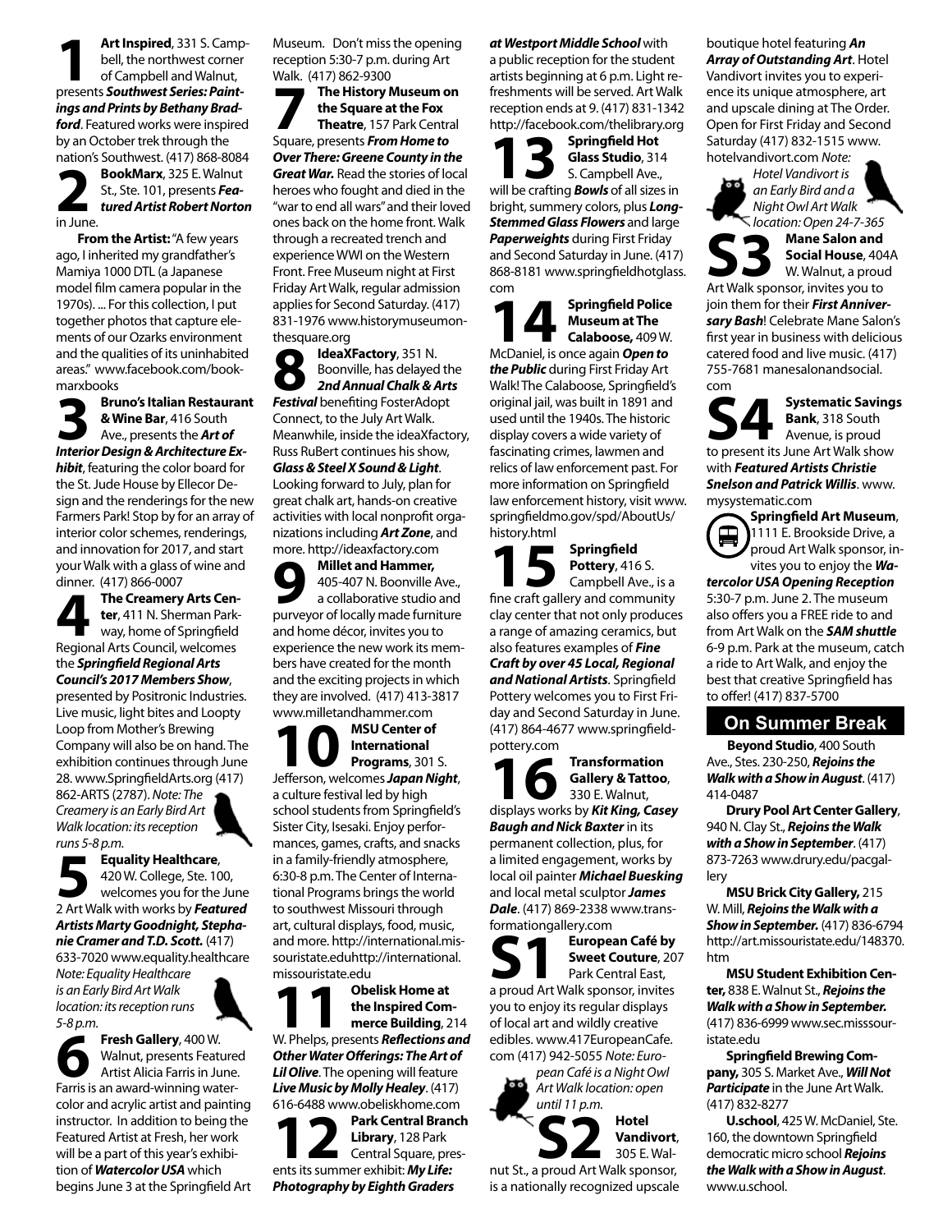**1** **Art Inspired**, 331 S. Campbell, the northwest corner of Campbell and Walnut, presents ***Southwest Series: Paintings and Prints by Bethany Bradford***. Featured works were inspired by an October trek through the nation's Southwest. (417) 868-8084

**2** **BookMarx**, 325 E. Walnut St., Ste. 101, presents ***Featured Artist Robert Norton*** in June.

**From the Artist:** "A few years ago, I inherited my grandfather's Mamiya 1000 DTL (a Japanese model film camera popular in the 1970s). ... For this collection, I put together photos that capture elements of our Ozarks environment and the qualities of its uninhabited areas." www.facebook.com/bookmarxbooks

**3** **Bruno's Italian Restaurant & Wine Bar**, 416 South Ave., presents the ***Art of Interior Design & Architecture Exhibit***, featuring the color board for the St. Jude House by Ellecor Design and the renderings for the new Farmers Park! Stop by for an array of interior color schemes, renderings, and innovation for 2017, and start your Walk with a glass of wine and dinner. (417) 866-0007

**4** **The Creamery Arts Center**, 411 N. Sherman Parkway, home of Springfield Regional Arts Council, welcomes the ***Springfield Regional Arts Council's 2017 Members Show***, presented by Positronic Industries. Live music, light bites and Loopty Loop from Mother's Brewing Company will also be on hand. The exhibition continues through June 28. www.SpringfieldArts.org (417) 862-ARTS (2787). *Note: The Creamery is an Early Bird Art Walk location: its reception runs 5-8 p.m.*

**5** **Equality Healthcare**, 420 W. College, Ste. 100, welcomes you for the June 2 Art Walk with works by ***Featured Artists Marty Goodnight, Stephanie Cramer and T.D. Scott.*** (417) 633-7020 www.equality.healthcare *Note: Equality Healthcare is an Early Bird Art Walk location: its reception runs 5-8 p.m.*

**6** **Fresh Gallery**, 400 W. Walnut, presents Featured Artist Alicia Farris in June. Farris is an award-winning watercolor and acrylic artist and painting instructor. In addition to being the Featured Artist at Fresh, her work will be a part of this year's exhibition of ***Watercolor USA*** which begins June 3 at the Springfield Art Museum. Don't miss the opening reception 5:30-7 p.m. during Art Walk. (417) 862-9300

**7** **The History Museum on the Square at the Fox Theatre**, 157 Park Central Square, presents ***From Home to Over There: Greene County in the Great War.*** Read the stories of local heroes who fought and died in the "war to end all wars" and their loved ones back on the home front. Walk through a recreated trench and experience WWI on the Western Front. Free Museum night at First Friday Art Walk, regular admission applies for Second Saturday. (417) 831-1976 www.historymuseumonthesquare.org

**8** **IdeaXFactory**, 351 N. Boonville, has delayed the ***2nd Annual Chalk & Arts Festival*** benefiting FosterAdopt Connect, to the July Art Walk. Meanwhile, inside the ideaXfactory, Russ RuBert continues his show, ***Glass & Steel X Sound & Light***. Looking forward to July, plan for great chalk art, hands-on creative activities with local nonprofit organizations including ***Art Zone***, and more. http://ideaxfactory.com

**9** **Millet and Hammer,** 405-407 N. Boonville Ave., a collaborative studio and purveyor of locally made furniture and home décor, invites you to experience the new work its members have created for the month and the exciting projects in which they are involved. (417) 413-3817 www.milletandhammer.com

**10** **MSU Center of International Programs**, 301 S. Jefferson, welcomes ***Japan Night***, a culture festival led by high school students from Springfield's Sister City, Isesaki. Enjoy performances, games, crafts, and snacks in a family-friendly atmosphere, 6:30-8 p.m. The Center of International Programs brings the world to southwest Missouri through art, cultural displays, food, music, and more. http://international.missouristate.eduhttp://international.missouristate.edu

**11** **Obelisk Home at the Inspired Commerce Building**, 214 W. Phelps, presents ***Reflections and Other Water Offerings: The Art of Lil Olive***. The opening will feature ***Live Music by Molly Healey***. (417) 616-6488 www.obeliskhome.com

**12** **Park Central Branch Library**, 128 Park Central Square, presents its summer exhibit: ***My Life: Photography by Eighth Graders at Westport Middle School*** with a public reception for the student artists beginning at 6 p.m. Light refreshments will be served. Art Walk reception ends at 9. (417) 831-1342 http://facebook.com/thelibrary.org

**13** **Springfield Hot Glass Studio**, 314 S. Campbell Ave., will be crafting ***Bowls*** of all sizes in bright, summery colors, plus ***Long-Stemmed Glass Flowers*** and large ***Paperweights*** during First Friday and Second Saturday in June. (417) 868-8181 www.springfieldhotglass.com

**14** **Springfield Police Museum at The Calaboose,** 409 W. McDaniel, is once again ***Open to the Public*** during First Friday Art Walk! The Calaboose, Springfield's original jail, was built in 1891 and used until the 1940s. The historic display covers a wide variety of fascinating crimes, lawmen and relics of law enforcement past. For more information on Springfield law enforcement history, visit www.springfieldmo.gov/spd/AboutUs/history.html

**15** **Springfield Pottery**, 416 S. Campbell Ave., is a fine craft gallery and community clay center that not only produces a range of amazing ceramics, but also features examples of ***Fine Craft by over 45 Local, Regional and National Artists***. Springfield Pottery welcomes you to First Friday and Second Saturday in June. (417) 864-4677 www.springfieldpottery.com

**16** **Transformation Gallery & Tattoo**, 330 E. Walnut, displays works by ***Kit King, Casey Baugh and Nick Baxter*** in its permanent collection, plus, for a limited engagement, works by local oil painter ***Michael Buesking*** and local metal sculptor ***James Dale***. (417) 869-2338 www.transformationgallery.com

**S1** **European Café by Sweet Couture**, 207 Park Central East, a proud Art Walk sponsor, invites you to enjoy its regular displays of local art and wildly creative edibles. www.417EuropeanCafe.com (417) 942-5055 *Note: European Café is a Night Owl Art Walk location: open until 11 p.m.*

**S2** **Hotel Vandivort**, 305 E. Walnut St., a proud Art Walk sponsor, is a nationally recognized upscale boutique hotel featuring ***An Array of Outstanding Art***. Hotel Vandivort invites you to experience its unique atmosphere, art and upscale dining at The Order. Open for First Friday and Second Saturday (417) 832-1515 www.hotelvandivort.com *Note: Hotel Vandivort is an Early Bird and a Night Owl Art Walk location: Open 24-7-365*

**S3** **Mane Salon and Social House**, 404A W. Walnut, a proud Art Walk sponsor, invites you to join them for their ***First Anniversary Bash***! Celebrate Mane Salon's first year in business with delicious catered food and live music. (417) 755-7681 manesalonandsocial.com

**S4** **Systematic Savings Bank**, 318 South Avenue, is proud to present its June Art Walk show with ***Featured Artists Christie Snelson and Patrick Willis***. www.mysystematic.com

**Springfield Art Museum**, 1111 E. Brookside Drive, a proud Art Walk sponsor, invites you to enjoy the ***Watercolor USA Opening Reception*** 5:30-7 p.m. June 2. The museum also offers you a FREE ride to and from Art Walk on the ***SAM shuttle*** 6-9 p.m. Park at the museum, catch a ride to Art Walk, and enjoy the best that creative Springfield has to offer! (417) 837-5700

## On Summer Break

**Beyond Studio**, 400 South Ave., Stes. 230-250, ***Rejoins the Walk with a Show in August***. (417) 414-0487

**Drury Pool Art Center Gallery**, 940 N. Clay St., ***Rejoins the Walk with a Show in September***. (417) 873-7263 www.drury.edu/pacgallery

**MSU Brick City Gallery,** 215 W. Mill, ***Rejoins the Walk with a Show in September.*** (417) 836-6794 http://art.missouristate.edu/148370.htm

**MSU Student Exhibition Center,** 838 E. Walnut St., ***Rejoins the Walk with a Show in September.*** (417) 836-6999 www.sec.misssouristate.edu

**Springfield Brewing Company,** 305 S. Market Ave., ***Will Not Participate*** in the June Art Walk. (417) 832-8277

**U.school**, 425 W. McDaniel, Ste. 160, the downtown Springfield democratic micro school ***Rejoins the Walk with a Show in August***. www.u.school.